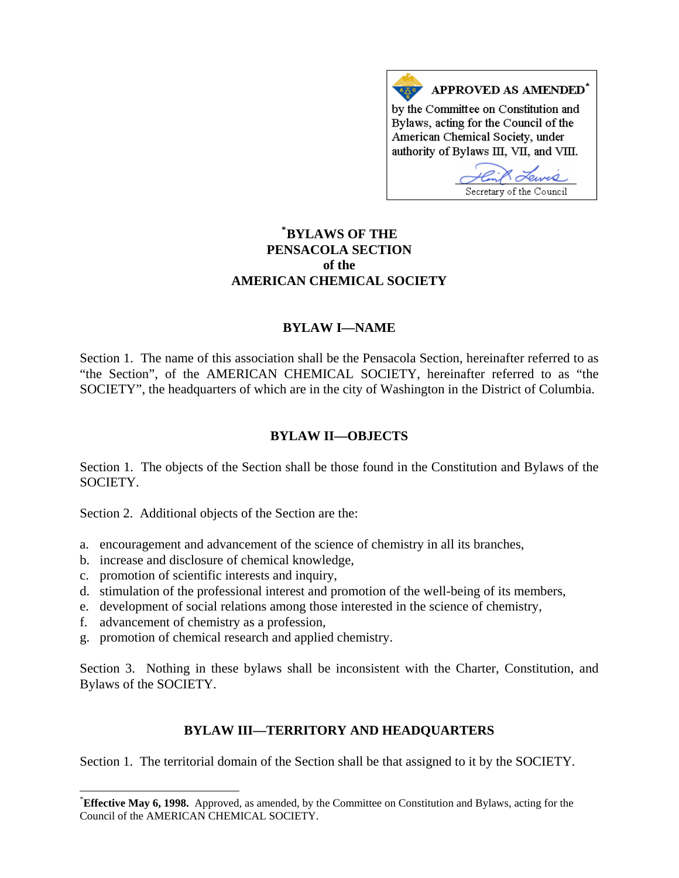**APPROVED AS AMENDED[*]**

by the Committee on Constitution and Bylaws, acting for the Council of the American Chemical Society, under authority of Bylaws III, VII, and VIII.

Secretary of the Council

# [*]BYLAWS OF THE PENSACOLA SECTION of the AMERICAN CHEMICAL SOCIETY

## BYLAW I—NAME

Section 1. The name of this association shall be the Pensacola Section, hereinafter referred to as "the Section", of the AMERICAN CHEMICAL SOCIETY, hereinafter referred to as "the SOCIETY", the headquarters of which are in the city of Washington in the District of Columbia.

## BYLAW II—OBJECTS

Section 1. The objects of the Section shall be those found in the Constitution and Bylaws of the SOCIETY.

Section 2. Additional objects of the Section are the:

a. encouragement and advancement of the science of chemistry in all its branches,
b. increase and disclosure of chemical knowledge,
c. promotion of scientific interests and inquiry,
d. stimulation of the professional interest and promotion of the well-being of its members,
e. development of social relations among those interested in the science of chemistry,
f. advancement of chemistry as a profession,
g. promotion of chemical research and applied chemistry.

Section 3. Nothing in these bylaws shall be inconsistent with the Charter, Constitution, and Bylaws of the SOCIETY.

## BYLAW III—TERRITORY AND HEADQUARTERS

Section 1. The territorial domain of the Section shall be that assigned to it by the SOCIETY.

---

[*]**Effective May 6, 1998.** Approved, as amended, by the Committee on Constitution and Bylaws, acting for the Council of the AMERICAN CHEMICAL SOCIETY.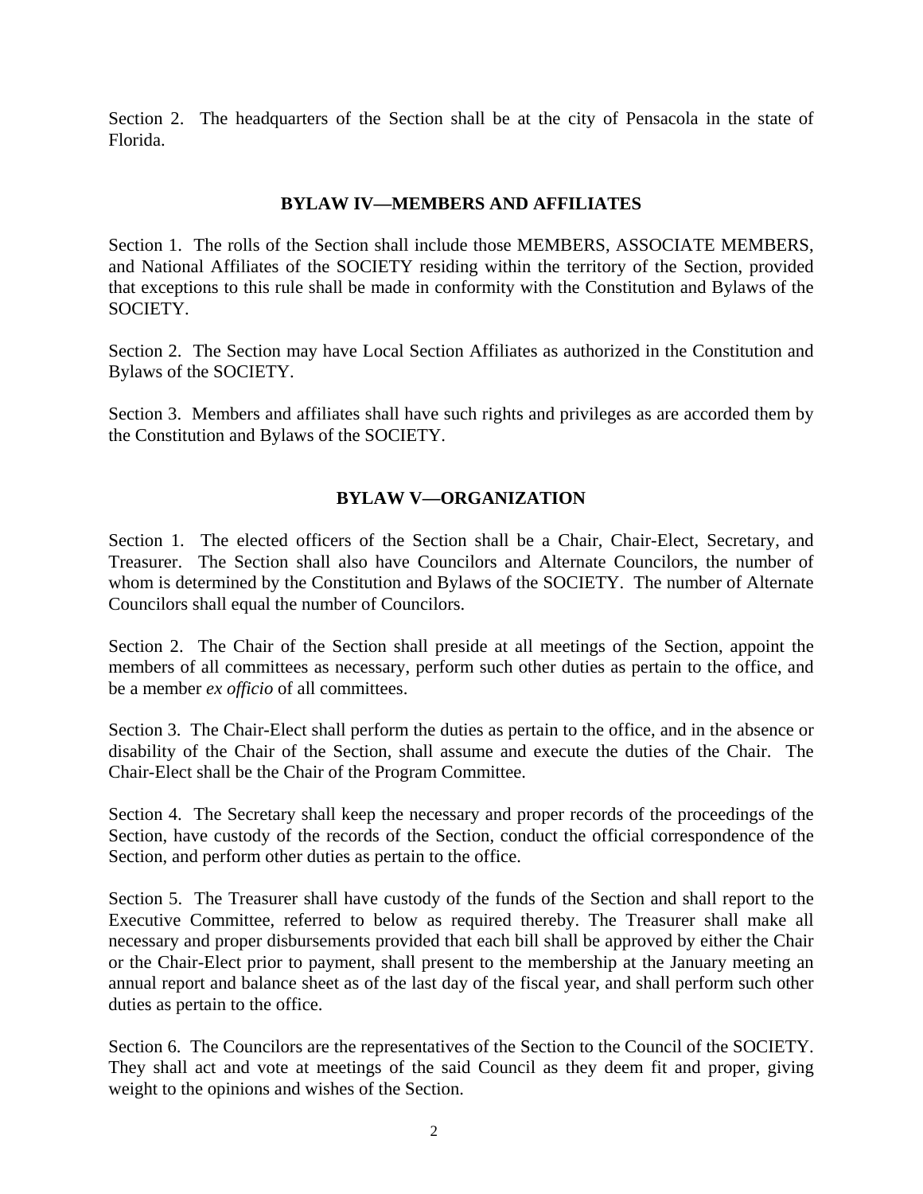Section 2. The headquarters of the Section shall be at the city of Pensacola in the state of Florida.

## BYLAW IV—MEMBERS AND AFFILIATES

Section 1. The rolls of the Section shall include those MEMBERS, ASSOCIATE MEMBERS, and National Affiliates of the SOCIETY residing within the territory of the Section, provided that exceptions to this rule shall be made in conformity with the Constitution and Bylaws of the SOCIETY.

Section 2. The Section may have Local Section Affiliates as authorized in the Constitution and Bylaws of the SOCIETY.

Section 3. Members and affiliates shall have such rights and privileges as are accorded them by the Constitution and Bylaws of the SOCIETY.

## BYLAW V—ORGANIZATION

Section 1. The elected officers of the Section shall be a Chair, Chair-Elect, Secretary, and Treasurer. The Section shall also have Councilors and Alternate Councilors, the number of whom is determined by the Constitution and Bylaws of the SOCIETY. The number of Alternate Councilors shall equal the number of Councilors.

Section 2. The Chair of the Section shall preside at all meetings of the Section, appoint the members of all committees as necessary, perform such other duties as pertain to the office, and be a member *ex officio* of all committees.

Section 3. The Chair-Elect shall perform the duties as pertain to the office, and in the absence or disability of the Chair of the Section, shall assume and execute the duties of the Chair. The Chair-Elect shall be the Chair of the Program Committee.

Section 4. The Secretary shall keep the necessary and proper records of the proceedings of the Section, have custody of the records of the Section, conduct the official correspondence of the Section, and perform other duties as pertain to the office.

Section 5. The Treasurer shall have custody of the funds of the Section and shall report to the Executive Committee, referred to below as required thereby. The Treasurer shall make all necessary and proper disbursements provided that each bill shall be approved by either the Chair or the Chair-Elect prior to payment, shall present to the membership at the January meeting an annual report and balance sheet as of the last day of the fiscal year, and shall perform such other duties as pertain to the office.

Section 6. The Councilors are the representatives of the Section to the Council of the SOCIETY. They shall act and vote at meetings of the said Council as they deem fit and proper, giving weight to the opinions and wishes of the Section.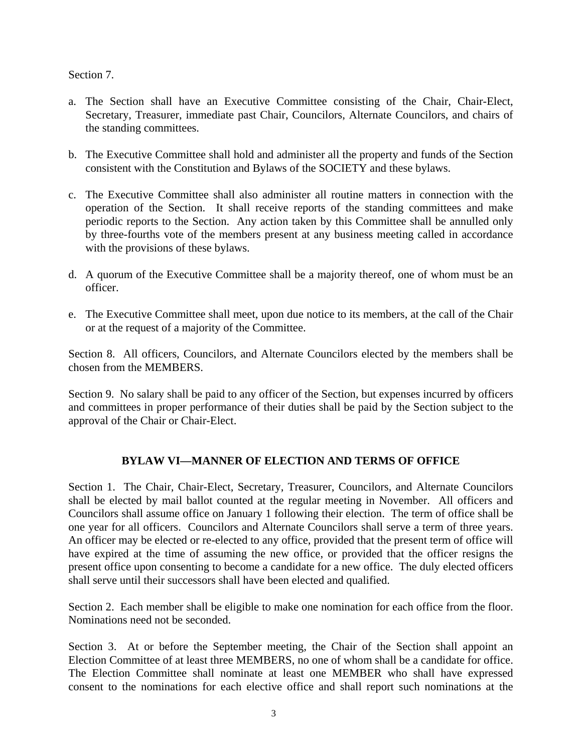Section 7.

a. The Section shall have an Executive Committee consisting of the Chair, Chair-Elect, Secretary, Treasurer, immediate past Chair, Councilors, Alternate Councilors, and chairs of the standing committees.

b. The Executive Committee shall hold and administer all the property and funds of the Section consistent with the Constitution and Bylaws of the SOCIETY and these bylaws.

c. The Executive Committee shall also administer all routine matters in connection with the operation of the Section. It shall receive reports of the standing committees and make periodic reports to the Section. Any action taken by this Committee shall be annulled only by three-fourths vote of the members present at any business meeting called in accordance with the provisions of these bylaws.

d. A quorum of the Executive Committee shall be a majority thereof, one of whom must be an officer.

e. The Executive Committee shall meet, upon due notice to its members, at the call of the Chair or at the request of a majority of the Committee.

Section 8. All officers, Councilors, and Alternate Councilors elected by the members shall be chosen from the MEMBERS.

Section 9. No salary shall be paid to any officer of the Section, but expenses incurred by officers and committees in proper performance of their duties shall be paid by the Section subject to the approval of the Chair or Chair-Elect.

## BYLAW VI—MANNER OF ELECTION AND TERMS OF OFFICE

Section 1. The Chair, Chair-Elect, Secretary, Treasurer, Councilors, and Alternate Councilors shall be elected by mail ballot counted at the regular meeting in November. All officers and Councilors shall assume office on January 1 following their election. The term of office shall be one year for all officers. Councilors and Alternate Councilors shall serve a term of three years. An officer may be elected or re-elected to any office, provided that the present term of office will have expired at the time of assuming the new office, or provided that the officer resigns the present office upon consenting to become a candidate for a new office. The duly elected officers shall serve until their successors shall have been elected and qualified.

Section 2. Each member shall be eligible to make one nomination for each office from the floor. Nominations need not be seconded.

Section 3. At or before the September meeting, the Chair of the Section shall appoint an Election Committee of at least three MEMBERS, no one of whom shall be a candidate for office. The Election Committee shall nominate at least one MEMBER who shall have expressed consent to the nominations for each elective office and shall report such nominations at the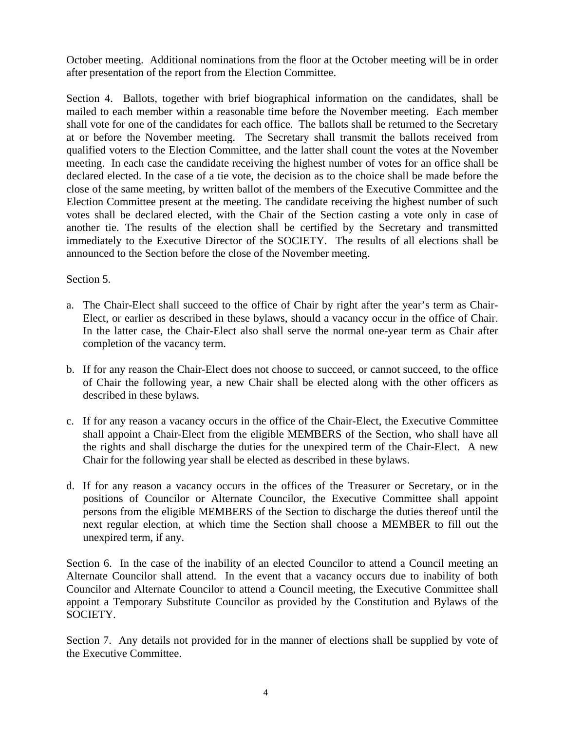October meeting. Additional nominations from the floor at the October meeting will be in order after presentation of the report from the Election Committee.

Section 4. Ballots, together with brief biographical information on the candidates, shall be mailed to each member within a reasonable time before the November meeting. Each member shall vote for one of the candidates for each office. The ballots shall be returned to the Secretary at or before the November meeting. The Secretary shall transmit the ballots received from qualified voters to the Election Committee, and the latter shall count the votes at the November meeting. In each case the candidate receiving the highest number of votes for an office shall be declared elected. In the case of a tie vote, the decision as to the choice shall be made before the close of the same meeting, by written ballot of the members of the Executive Committee and the Election Committee present at the meeting. The candidate receiving the highest number of such votes shall be declared elected, with the Chair of the Section casting a vote only in case of another tie. The results of the election shall be certified by the Secretary and transmitted immediately to the Executive Director of the SOCIETY. The results of all elections shall be announced to the Section before the close of the November meeting.

Section 5.

a. The Chair-Elect shall succeed to the office of Chair by right after the year's term as Chair-Elect, or earlier as described in these bylaws, should a vacancy occur in the office of Chair. In the latter case, the Chair-Elect also shall serve the normal one-year term as Chair after completion of the vacancy term.

b. If for any reason the Chair-Elect does not choose to succeed, or cannot succeed, to the office of Chair the following year, a new Chair shall be elected along with the other officers as described in these bylaws.

c. If for any reason a vacancy occurs in the office of the Chair-Elect, the Executive Committee shall appoint a Chair-Elect from the eligible MEMBERS of the Section, who shall have all the rights and shall discharge the duties for the unexpired term of the Chair-Elect. A new Chair for the following year shall be elected as described in these bylaws.

d. If for any reason a vacancy occurs in the offices of the Treasurer or Secretary, or in the positions of Councilor or Alternate Councilor, the Executive Committee shall appoint persons from the eligible MEMBERS of the Section to discharge the duties thereof until the next regular election, at which time the Section shall choose a MEMBER to fill out the unexpired term, if any.

Section 6. In the case of the inability of an elected Councilor to attend a Council meeting an Alternate Councilor shall attend. In the event that a vacancy occurs due to inability of both Councilor and Alternate Councilor to attend a Council meeting, the Executive Committee shall appoint a Temporary Substitute Councilor as provided by the Constitution and Bylaws of the SOCIETY.

Section 7. Any details not provided for in the manner of elections shall be supplied by vote of the Executive Committee.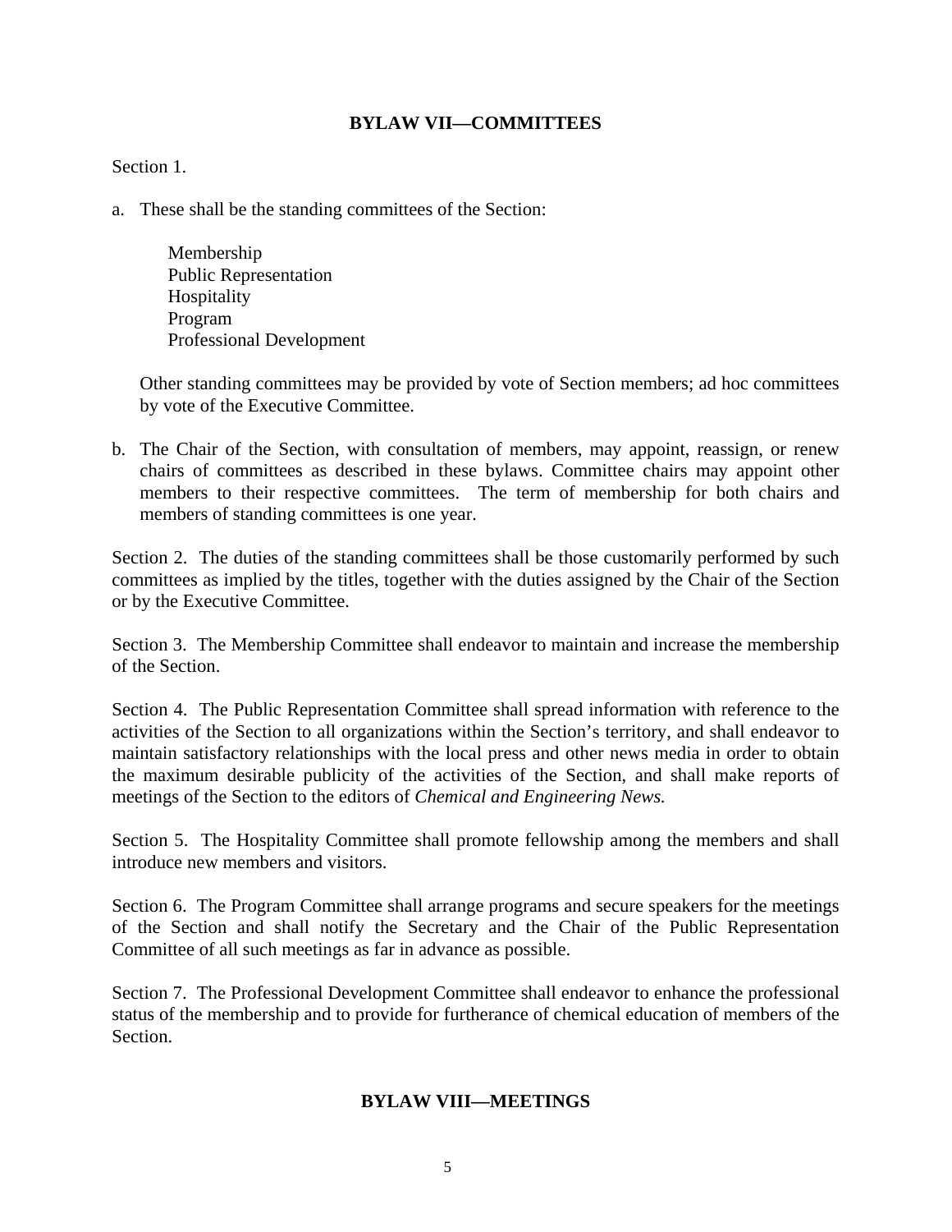## BYLAW VII—COMMITTEES

Section 1.

a. These shall be the standing committees of the Section:

   Membership
   Public Representation
   Hospitality
   Program
   Professional Development

   Other standing committees may be provided by vote of Section members; ad hoc committees by vote of the Executive Committee.

b. The Chair of the Section, with consultation of members, may appoint, reassign, or renew chairs of committees as described in these bylaws. Committee chairs may appoint other members to their respective committees. The term of membership for both chairs and members of standing committees is one year.

Section 2. The duties of the standing committees shall be those customarily performed by such committees as implied by the titles, together with the duties assigned by the Chair of the Section or by the Executive Committee.

Section 3. The Membership Committee shall endeavor to maintain and increase the membership of the Section.

Section 4. The Public Representation Committee shall spread information with reference to the activities of the Section to all organizations within the Section's territory, and shall endeavor to maintain satisfactory relationships with the local press and other news media in order to obtain the maximum desirable publicity of the activities of the Section, and shall make reports of meetings of the Section to the editors of *Chemical and Engineering News.*

Section 5. The Hospitality Committee shall promote fellowship among the members and shall introduce new members and visitors.

Section 6. The Program Committee shall arrange programs and secure speakers for the meetings of the Section and shall notify the Secretary and the Chair of the Public Representation Committee of all such meetings as far in advance as possible.

Section 7. The Professional Development Committee shall endeavor to enhance the professional status of the membership and to provide for furtherance of chemical education of members of the Section.

## BYLAW VIII—MEETINGS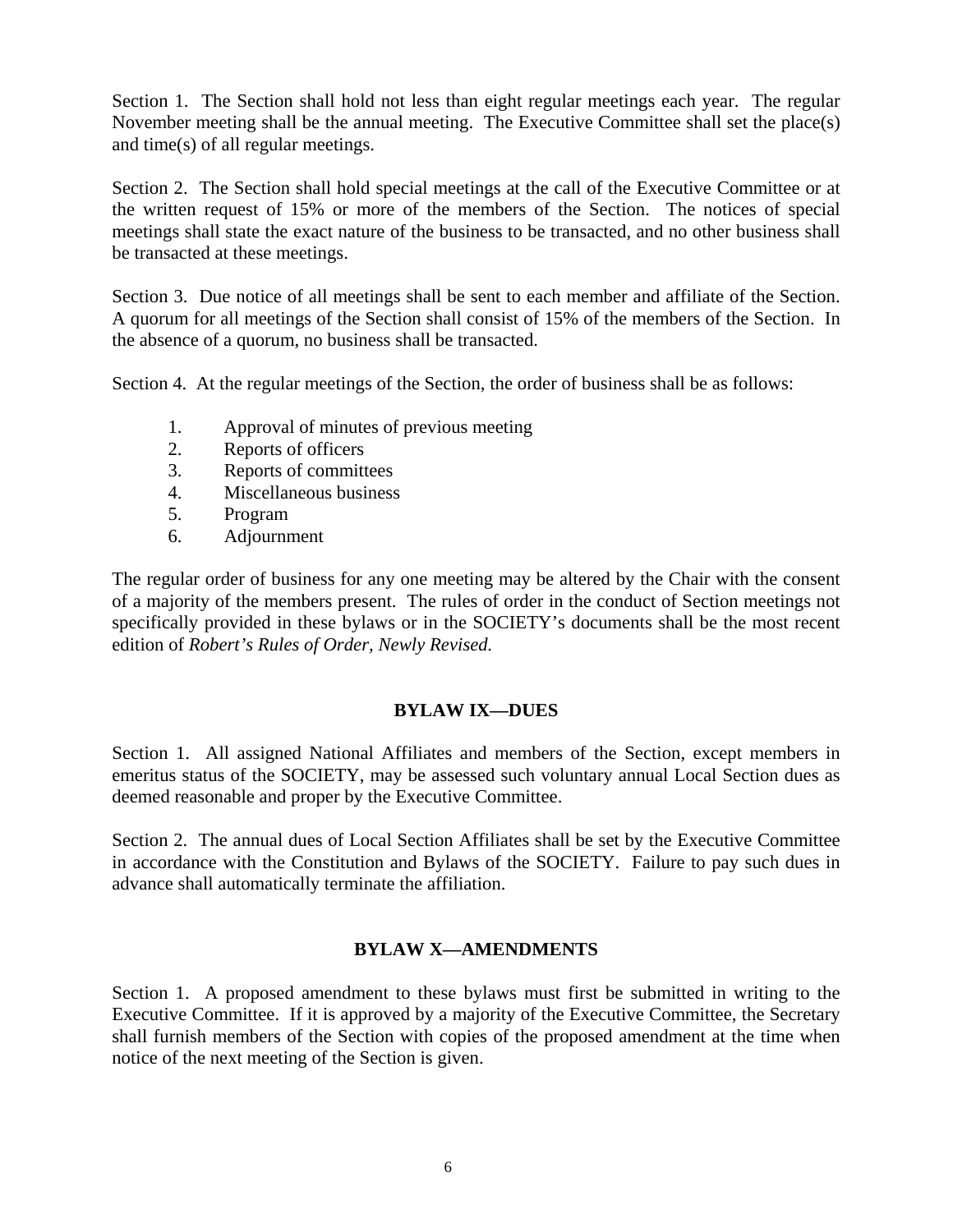Section 1. The Section shall hold not less than eight regular meetings each year. The regular November meeting shall be the annual meeting. The Executive Committee shall set the place(s) and time(s) of all regular meetings.

Section 2. The Section shall hold special meetings at the call of the Executive Committee or at the written request of 15% or more of the members of the Section. The notices of special meetings shall state the exact nature of the business to be transacted, and no other business shall be transacted at these meetings.

Section 3. Due notice of all meetings shall be sent to each member and affiliate of the Section. A quorum for all meetings of the Section shall consist of 15% of the members of the Section. In the absence of a quorum, no business shall be transacted.

Section 4. At the regular meetings of the Section, the order of business shall be as follows:

1. Approval of minutes of previous meeting
2. Reports of officers
3. Reports of committees
4. Miscellaneous business
5. Program
6. Adjournment

The regular order of business for any one meeting may be altered by the Chair with the consent of a majority of the members present. The rules of order in the conduct of Section meetings not specifically provided in these bylaws or in the SOCIETY's documents shall be the most recent edition of *Robert's Rules of Order, Newly Revised.*

## BYLAW IX—DUES

Section 1. All assigned National Affiliates and members of the Section, except members in emeritus status of the SOCIETY, may be assessed such voluntary annual Local Section dues as deemed reasonable and proper by the Executive Committee.

Section 2. The annual dues of Local Section Affiliates shall be set by the Executive Committee in accordance with the Constitution and Bylaws of the SOCIETY. Failure to pay such dues in advance shall automatically terminate the affiliation.

## BYLAW X—AMENDMENTS

Section 1. A proposed amendment to these bylaws must first be submitted in writing to the Executive Committee. If it is approved by a majority of the Executive Committee, the Secretary shall furnish members of the Section with copies of the proposed amendment at the time when notice of the next meeting of the Section is given.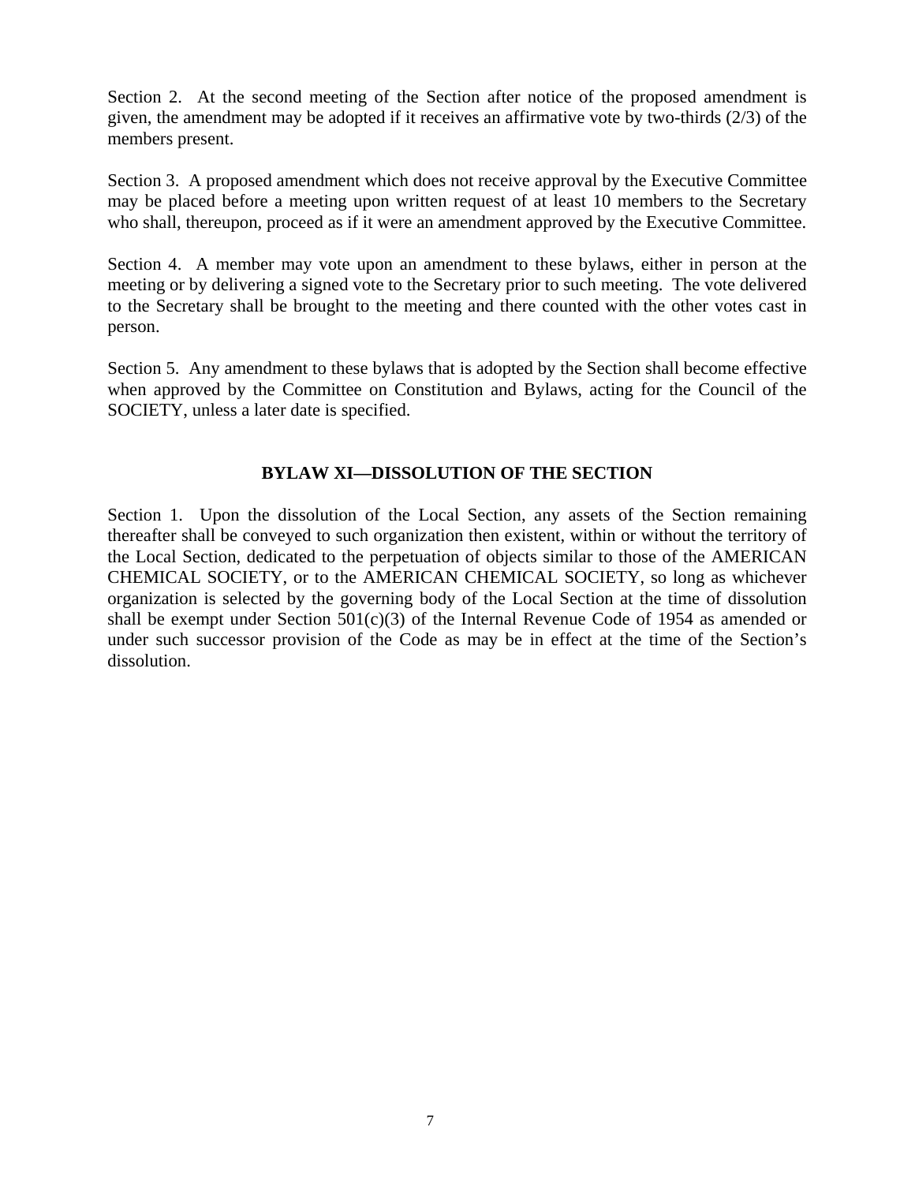Section 2. At the second meeting of the Section after notice of the proposed amendment is given, the amendment may be adopted if it receives an affirmative vote by two-thirds (2/3) of the members present.

Section 3. A proposed amendment which does not receive approval by the Executive Committee may be placed before a meeting upon written request of at least 10 members to the Secretary who shall, thereupon, proceed as if it were an amendment approved by the Executive Committee.

Section 4. A member may vote upon an amendment to these bylaws, either in person at the meeting or by delivering a signed vote to the Secretary prior to such meeting. The vote delivered to the Secretary shall be brought to the meeting and there counted with the other votes cast in person.

Section 5. Any amendment to these bylaws that is adopted by the Section shall become effective when approved by the Committee on Constitution and Bylaws, acting for the Council of the SOCIETY, unless a later date is specified.

## BYLAW XI—DISSOLUTION OF THE SECTION

Section 1. Upon the dissolution of the Local Section, any assets of the Section remaining thereafter shall be conveyed to such organization then existent, within or without the territory of the Local Section, dedicated to the perpetuation of objects similar to those of the AMERICAN CHEMICAL SOCIETY, or to the AMERICAN CHEMICAL SOCIETY, so long as whichever organization is selected by the governing body of the Local Section at the time of dissolution shall be exempt under Section 501(c)(3) of the Internal Revenue Code of 1954 as amended or under such successor provision of the Code as may be in effect at the time of the Section's dissolution.